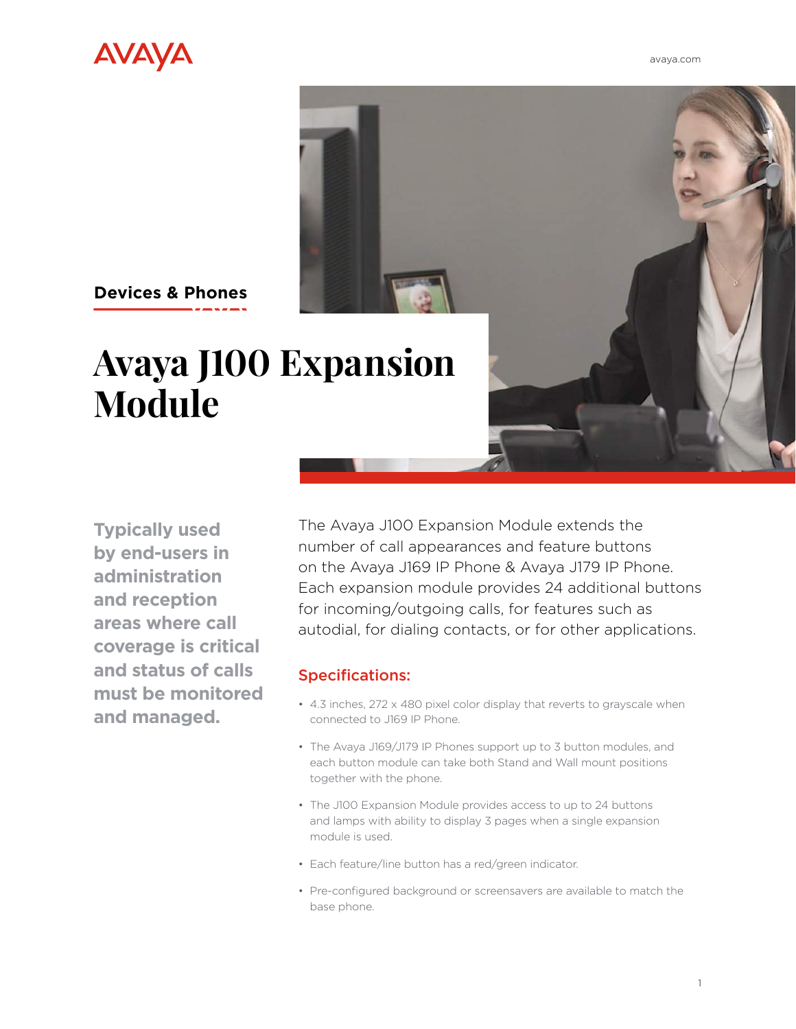Devices & Phones

# Avaya J100 Expansion Module

**Typically used by end-users in administration and reception areas where call coverage is critical and status of calls must be monitored and managed.**

The Avaya J100 Expansion Module extends the number of call appearances and feature buttons on the Avaya J169 IP Phone & Avaya J179 IP Phone. Each expansion module provides 24 additional buttons for incoming/outgoing calls, for features such as autodial, for dialing contacts, or for other applications.

## Specifications:

- 4.3 inches, 272 x 480 pixel color display that reverts to grayscale when connected to J169 IP Phone.
- The Avaya J169/J179 IP Phones support up to 3 button modules, and each button module can take both Stand and Wall mount positions together with the phone.
- The J100 Expansion Module provides access to up to 24 buttons and lamps with ability to display 3 pages when a single expansion module is used.
- Each feature/line button has a red/green indicator.
- Pre-configured background or screensavers are available to match the base phone.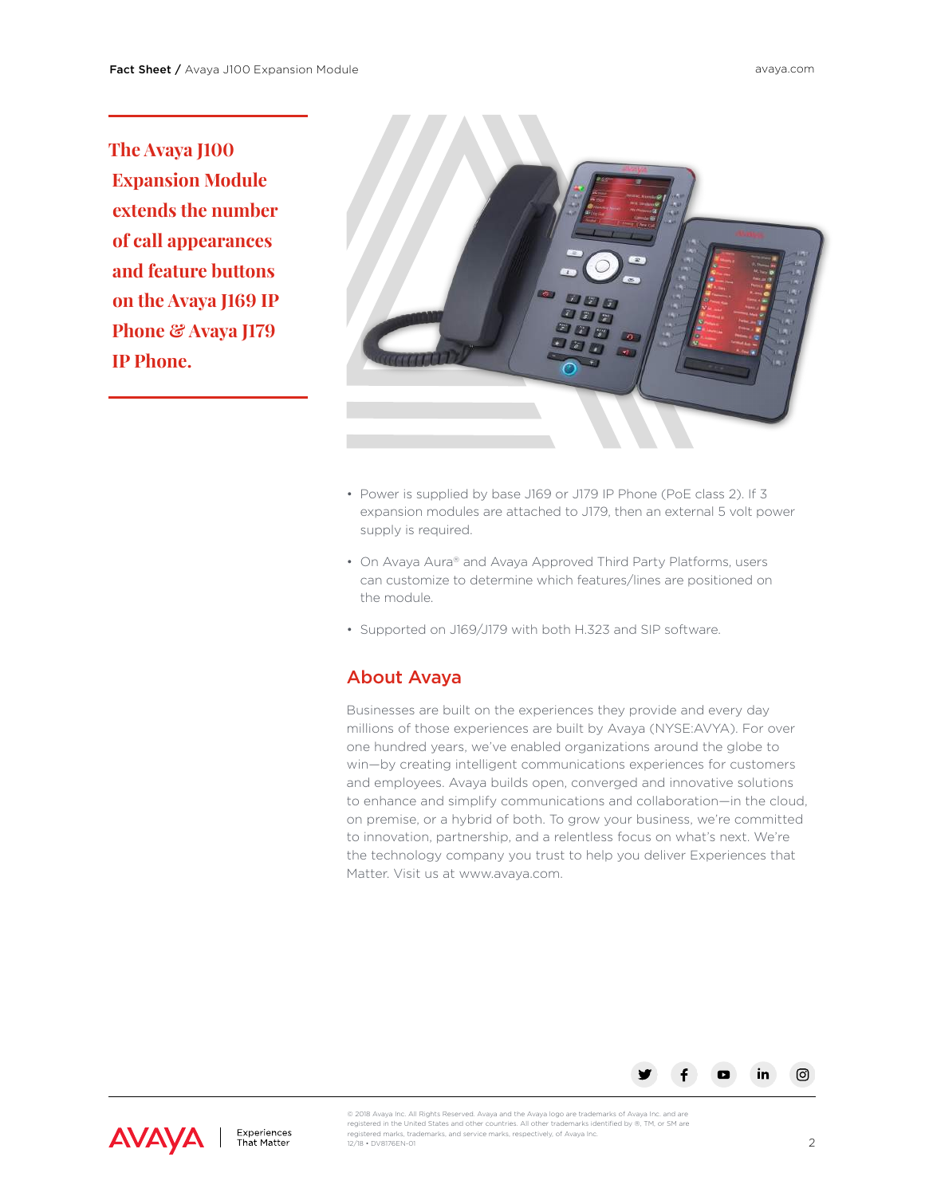The Avaya J100 Expansion Module extends the number of call appearances and feature buttons on the Avaya J169 IP Phone & Avaya J179 IP Phone.

- Power is supplied by base J169 or J179 IP Phone (PoE class 2). If 3 expansion modules are attached to J179, then an external 5 volt power supply is required.
- On Avaya Aura® and Avaya Approved Third Party Platforms, users can customize to determine which features/lines are positioned on the module.
- Supported on J169/J179 with both H.323 and SIP software.

## About Avaya

Businesses are built on the experiences they provide and every day millions of those experiences are built by Avaya (NYSE:AVYA). For over one hundred years, we've enabled organizations around the globe to win—by creating intelligent communications experiences for customers and employees. Avaya builds open, converged and innovative solutions to enhance and simplify communications and collaboration—in the cloud, on premise, or a hybrid of both. To grow your business, we're committed to innovation, partnership, and a relentless focus on what's next. We're the technology company you trust to help you deliver Experiences that Matter. Visit us at www.avaya.com.

AVAYA | Experiences That Matter

© 2018 Avaya Inc. All Rights Reserved. Avaya and the Avaya logo are trademarks of Avaya Inc. and are registered in the United States and other countries. All other trademarks identified by ®, TM, or SM are registered marks, trademarks, and service marks, respectively, of Avaya Inc.
12/18 • DV8176EN-01